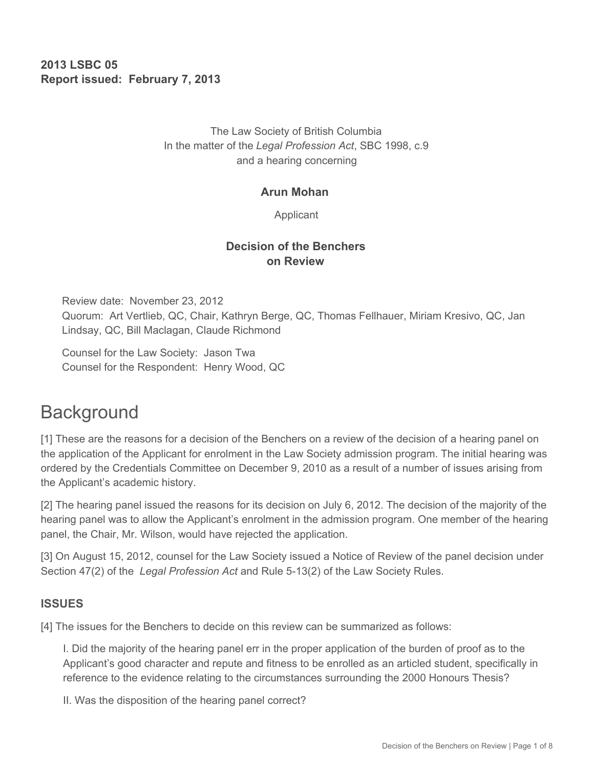**2013 LSBC 05**
**Report issued: February 7, 2013**

The Law Society of British Columbia
In the matter of the *Legal Profession Act*, SBC 1998, c.9
and a hearing concerning

**Arun Mohan**

Applicant

**Decision of the Benchers**
**on Review**

Review date: November 23, 2012
Quorum: Art Vertlieb, QC, Chair, Kathryn Berge, QC, Thomas Fellhauer, Miriam Kresivo, QC, Jan Lindsay, QC, Bill Maclagan, Claude Richmond

Counsel for the Law Society: Jason Twa
Counsel for the Respondent: Henry Wood, QC

# Background

[1] These are the reasons for a decision of the Benchers on a review of the decision of a hearing panel on the application of the Applicant for enrolment in the Law Society admission program. The initial hearing was ordered by the Credentials Committee on December 9, 2010 as a result of a number of issues arising from the Applicant's academic history.

[2] The hearing panel issued the reasons for its decision on July 6, 2012. The decision of the majority of the hearing panel was to allow the Applicant's enrolment in the admission program. One member of the hearing panel, the Chair, Mr. Wilson, would have rejected the application.

[3] On August 15, 2012, counsel for the Law Society issued a Notice of Review of the panel decision under Section 47(2) of the *Legal Profession Act* and Rule 5-13(2) of the Law Society Rules.

### ISSUES

[4] The issues for the Benchers to decide on this review can be summarized as follows:

I. Did the majority of the hearing panel err in the proper application of the burden of proof as to the Applicant's good character and repute and fitness to be enrolled as an articled student, specifically in reference to the evidence relating to the circumstances surrounding the 2000 Honours Thesis?

II. Was the disposition of the hearing panel correct?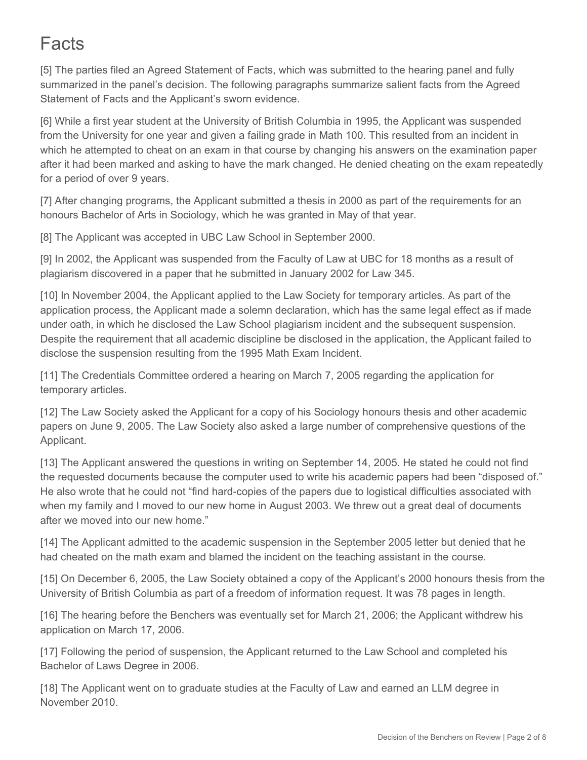# Facts

[5] The parties filed an Agreed Statement of Facts, which was submitted to the hearing panel and fully summarized in the panel's decision. The following paragraphs summarize salient facts from the Agreed Statement of Facts and the Applicant's sworn evidence.

[6] While a first year student at the University of British Columbia in 1995, the Applicant was suspended from the University for one year and given a failing grade in Math 100. This resulted from an incident in which he attempted to cheat on an exam in that course by changing his answers on the examination paper after it had been marked and asking to have the mark changed. He denied cheating on the exam repeatedly for a period of over 9 years.

[7] After changing programs, the Applicant submitted a thesis in 2000 as part of the requirements for an honours Bachelor of Arts in Sociology, which he was granted in May of that year.

[8] The Applicant was accepted in UBC Law School in September 2000.

[9] In 2002, the Applicant was suspended from the Faculty of Law at UBC for 18 months as a result of plagiarism discovered in a paper that he submitted in January 2002 for Law 345.

[10] In November 2004, the Applicant applied to the Law Society for temporary articles. As part of the application process, the Applicant made a solemn declaration, which has the same legal effect as if made under oath, in which he disclosed the Law School plagiarism incident and the subsequent suspension. Despite the requirement that all academic discipline be disclosed in the application, the Applicant failed to disclose the suspension resulting from the 1995 Math Exam Incident.

[11] The Credentials Committee ordered a hearing on March 7, 2005 regarding the application for temporary articles.

[12] The Law Society asked the Applicant for a copy of his Sociology honours thesis and other academic papers on June 9, 2005. The Law Society also asked a large number of comprehensive questions of the Applicant.

[13] The Applicant answered the questions in writing on September 14, 2005. He stated he could not find the requested documents because the computer used to write his academic papers had been "disposed of." He also wrote that he could not "find hard-copies of the papers due to logistical difficulties associated with when my family and I moved to our new home in August 2003. We threw out a great deal of documents after we moved into our new home."

[14] The Applicant admitted to the academic suspension in the September 2005 letter but denied that he had cheated on the math exam and blamed the incident on the teaching assistant in the course.

[15] On December 6, 2005, the Law Society obtained a copy of the Applicant's 2000 honours thesis from the University of British Columbia as part of a freedom of information request. It was 78 pages in length.

[16] The hearing before the Benchers was eventually set for March 21, 2006; the Applicant withdrew his application on March 17, 2006.

[17] Following the period of suspension, the Applicant returned to the Law School and completed his Bachelor of Laws Degree in 2006.

[18] The Applicant went on to graduate studies at the Faculty of Law and earned an LLM degree in November 2010.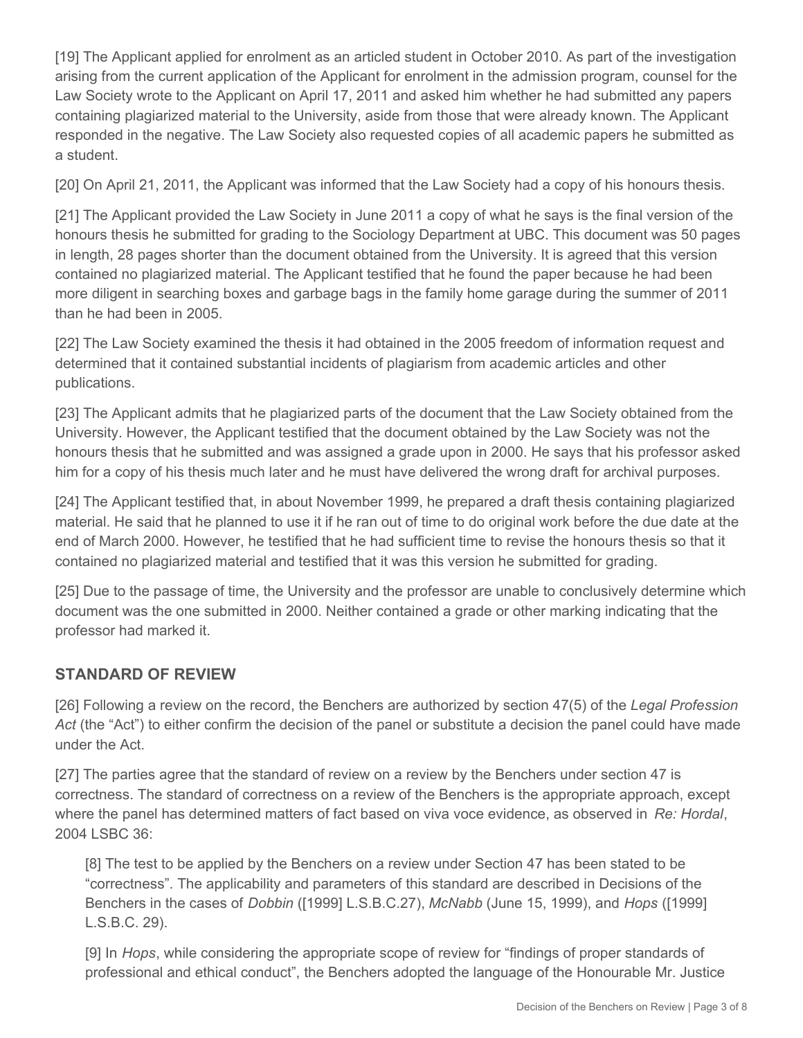[19] The Applicant applied for enrolment as an articled student in October 2010. As part of the investigation arising from the current application of the Applicant for enrolment in the admission program, counsel for the Law Society wrote to the Applicant on April 17, 2011 and asked him whether he had submitted any papers containing plagiarized material to the University, aside from those that were already known. The Applicant responded in the negative. The Law Society also requested copies of all academic papers he submitted as a student.

[20] On April 21, 2011, the Applicant was informed that the Law Society had a copy of his honours thesis.

[21] The Applicant provided the Law Society in June 2011 a copy of what he says is the final version of the honours thesis he submitted for grading to the Sociology Department at UBC. This document was 50 pages in length, 28 pages shorter than the document obtained from the University. It is agreed that this version contained no plagiarized material. The Applicant testified that he found the paper because he had been more diligent in searching boxes and garbage bags in the family home garage during the summer of 2011 than he had been in 2005.

[22] The Law Society examined the thesis it had obtained in the 2005 freedom of information request and determined that it contained substantial incidents of plagiarism from academic articles and other publications.

[23] The Applicant admits that he plagiarized parts of the document that the Law Society obtained from the University. However, the Applicant testified that the document obtained by the Law Society was not the honours thesis that he submitted and was assigned a grade upon in 2000. He says that his professor asked him for a copy of his thesis much later and he must have delivered the wrong draft for archival purposes.

[24] The Applicant testified that, in about November 1999, he prepared a draft thesis containing plagiarized material. He said that he planned to use it if he ran out of time to do original work before the due date at the end of March 2000. However, he testified that he had sufficient time to revise the honours thesis so that it contained no plagiarized material and testified that it was this version he submitted for grading.

[25] Due to the passage of time, the University and the professor are unable to conclusively determine which document was the one submitted in 2000. Neither contained a grade or other marking indicating that the professor had marked it.

## STANDARD OF REVIEW

[26] Following a review on the record, the Benchers are authorized by section 47(5) of the *Legal Profession Act* (the "Act") to either confirm the decision of the panel or substitute a decision the panel could have made under the Act.

[27] The parties agree that the standard of review on a review by the Benchers under section 47 is correctness. The standard of correctness on a review of the Benchers is the appropriate approach, except where the panel has determined matters of fact based on viva voce evidence, as observed in *Re: Hordal*, 2004 LSBC 36:

> [8] The test to be applied by the Benchers on a review under Section 47 has been stated to be "correctness". The applicability and parameters of this standard are described in Decisions of the Benchers in the cases of *Dobbin* ([1999] L.S.B.C.27), *McNabb* (June 15, 1999), and *Hops* ([1999] L.S.B.C. 29).
>
> [9] In *Hops*, while considering the appropriate scope of review for "findings of proper standards of professional and ethical conduct", the Benchers adopted the language of the Honourable Mr. Justice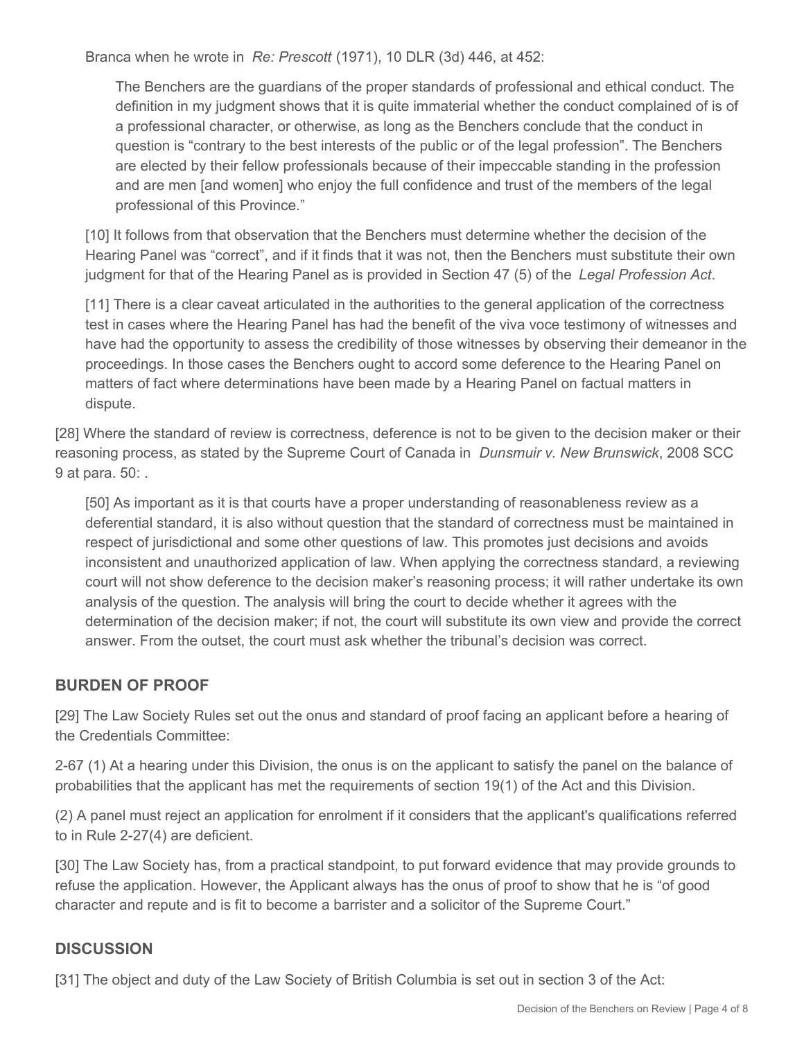Branca when he wrote in *Re: Prescott* (1971), 10 DLR (3d) 446, at 452:

> The Benchers are the guardians of the proper standards of professional and ethical conduct. The definition in my judgment shows that it is quite immaterial whether the conduct complained of is of a professional character, or otherwise, as long as the Benchers conclude that the conduct in question is "contrary to the best interests of the public or of the legal profession". The Benchers are elected by their fellow professionals because of their impeccable standing in the profession and are men [and women] who enjoy the full confidence and trust of the members of the legal professional of this Province."

> [10] It follows from that observation that the Benchers must determine whether the decision of the Hearing Panel was "correct", and if it finds that it was not, then the Benchers must substitute their own judgment for that of the Hearing Panel as is provided in Section 47 (5) of the *Legal Profession Act*.
>
> [11] There is a clear caveat articulated in the authorities to the general application of the correctness test in cases where the Hearing Panel has had the benefit of the viva voce testimony of witnesses and have had the opportunity to assess the credibility of those witnesses by observing their demeanor in the proceedings. In those cases the Benchers ought to accord some deference to the Hearing Panel on matters of fact where determinations have been made by a Hearing Panel on factual matters in dispute.

[28] Where the standard of review is correctness, deference is not to be given to the decision maker or their reasoning process, as stated by the Supreme Court of Canada in *Dunsmuir v. New Brunswick*, 2008 SCC 9 at para. 50: .

> [50] As important as it is that courts have a proper understanding of reasonableness review as a deferential standard, it is also without question that the standard of correctness must be maintained in respect of jurisdictional and some other questions of law. This promotes just decisions and avoids inconsistent and unauthorized application of law. When applying the correctness standard, a reviewing court will not show deference to the decision maker's reasoning process; it will rather undertake its own analysis of the question. The analysis will bring the court to decide whether it agrees with the determination of the decision maker; if not, the court will substitute its own view and provide the correct answer. From the outset, the court must ask whether the tribunal's decision was correct.

## BURDEN OF PROOF

[29] The Law Society Rules set out the onus and standard of proof facing an applicant before a hearing of the Credentials Committee:

2-67 (1) At a hearing under this Division, the onus is on the applicant to satisfy the panel on the balance of probabilities that the applicant has met the requirements of section 19(1) of the Act and this Division.

(2) A panel must reject an application for enrolment if it considers that the applicant's qualifications referred to in Rule 2-27(4) are deficient.

[30] The Law Society has, from a practical standpoint, to put forward evidence that may provide grounds to refuse the application. However, the Applicant always has the onus of proof to show that he is "of good character and repute and is fit to become a barrister and a solicitor of the Supreme Court."

## DISCUSSION

[31] The object and duty of the Law Society of British Columbia is set out in section 3 of the Act: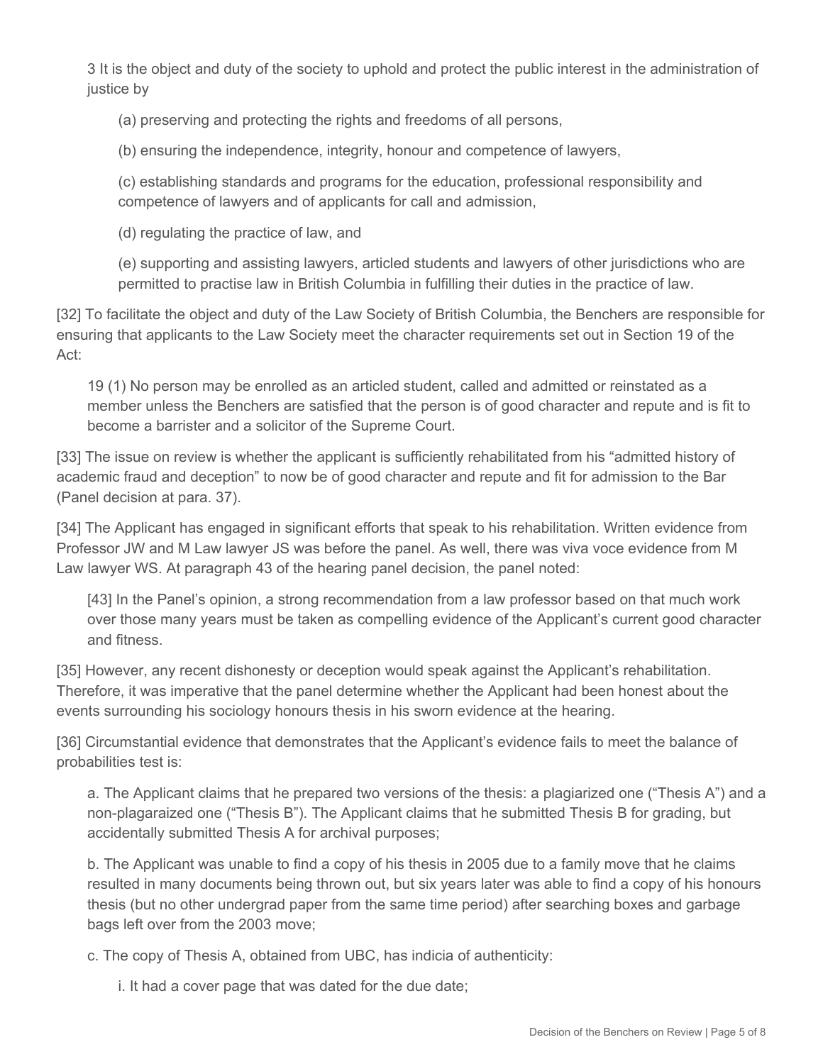3 It is the object and duty of the society to uphold and protect the public interest in the administration of justice by

(a) preserving and protecting the rights and freedoms of all persons,

(b) ensuring the independence, integrity, honour and competence of lawyers,

(c) establishing standards and programs for the education, professional responsibility and competence of lawyers and of applicants for call and admission,

(d) regulating the practice of law, and

(e) supporting and assisting lawyers, articled students and lawyers of other jurisdictions who are permitted to practise law in British Columbia in fulfilling their duties in the practice of law.

[32] To facilitate the object and duty of the Law Society of British Columbia, the Benchers are responsible for ensuring that applicants to the Law Society meet the character requirements set out in Section 19 of the Act:

> 19 (1) No person may be enrolled as an articled student, called and admitted or reinstated as a member unless the Benchers are satisfied that the person is of good character and repute and is fit to become a barrister and a solicitor of the Supreme Court.

[33] The issue on review is whether the applicant is sufficiently rehabilitated from his "admitted history of academic fraud and deception" to now be of good character and repute and fit for admission to the Bar (Panel decision at para. 37).

[34] The Applicant has engaged in significant efforts that speak to his rehabilitation. Written evidence from Professor JW and M Law lawyer JS was before the panel. As well, there was viva voce evidence from M Law lawyer WS. At paragraph 43 of the hearing panel decision, the panel noted:

> [43] In the Panel's opinion, a strong recommendation from a law professor based on that much work over those many years must be taken as compelling evidence of the Applicant's current good character and fitness.

[35] However, any recent dishonesty or deception would speak against the Applicant's rehabilitation. Therefore, it was imperative that the panel determine whether the Applicant had been honest about the events surrounding his sociology honours thesis in his sworn evidence at the hearing.

[36] Circumstantial evidence that demonstrates that the Applicant's evidence fails to meet the balance of probabilities test is:

a. The Applicant claims that he prepared two versions of the thesis: a plagiarized one ("Thesis A") and a non-plagaraized one ("Thesis B"). The Applicant claims that he submitted Thesis B for grading, but accidentally submitted Thesis A for archival purposes;

b. The Applicant was unable to find a copy of his thesis in 2005 due to a family move that he claims resulted in many documents being thrown out, but six years later was able to find a copy of his honours thesis (but no other undergrad paper from the same time period) after searching boxes and garbage bags left over from the 2003 move;

c. The copy of Thesis A, obtained from UBC, has indicia of authenticity:

   i. It had a cover page that was dated for the due date;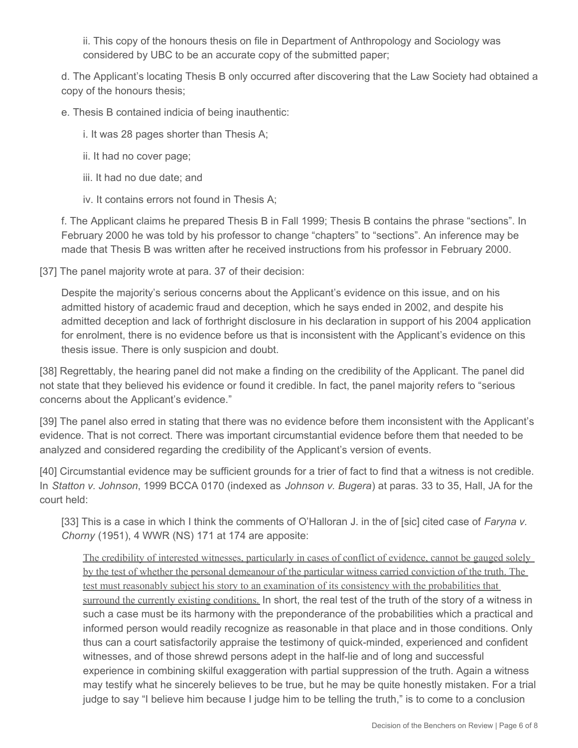ii. This copy of the honours thesis on file in Department of Anthropology and Sociology was considered by UBC to be an accurate copy of the submitted paper;

d. The Applicant's locating Thesis B only occurred after discovering that the Law Society had obtained a copy of the honours thesis;

e. Thesis B contained indicia of being inauthentic:

i. It was 28 pages shorter than Thesis A;

ii. It had no cover page;

iii. It had no due date; and

iv. It contains errors not found in Thesis A;

f. The Applicant claims he prepared Thesis B in Fall 1999; Thesis B contains the phrase "sections". In February 2000 he was told by his professor to change "chapters" to "sections". An inference may be made that Thesis B was written after he received instructions from his professor in February 2000.

[37] The panel majority wrote at para. 37 of their decision:

> Despite the majority's serious concerns about the Applicant's evidence on this issue, and on his admitted history of academic fraud and deception, which he says ended in 2002, and despite his admitted deception and lack of forthright disclosure in his declaration in support of his 2004 application for enrolment, there is no evidence before us that is inconsistent with the Applicant's evidence on this thesis issue. There is only suspicion and doubt.

[38] Regrettably, the hearing panel did not make a finding on the credibility of the Applicant. The panel did not state that they believed his evidence or found it credible. In fact, the panel majority refers to "serious concerns about the Applicant's evidence."

[39] The panel also erred in stating that there was no evidence before them inconsistent with the Applicant's evidence. That is not correct. There was important circumstantial evidence before them that needed to be analyzed and considered regarding the credibility of the Applicant's version of events.

[40] Circumstantial evidence may be sufficient grounds for a trier of fact to find that a witness is not credible. In *Statton v. Johnson*, 1999 BCCA 0170 (indexed as *Johnson v. Bugera*) at paras. 33 to 35, Hall, JA for the court held:

> [33] This is a case in which I think the comments of O'Halloran J. in the of [sic] cited case of *Faryna v. Chorny* (1951), 4 WWR (NS) 171 at 174 are apposite:
>
> > <u>The credibility of interested witnesses, particularly in cases of conflict of evidence, cannot be gauged solely by the test of whether the personal demeanour of the particular witness carried conviction of the truth. The test must reasonably subject his story to an examination of its consistency with the probabilities that surround the currently existing conditions.</u> In short, the real test of the truth of the story of a witness in such a case must be its harmony with the preponderance of the probabilities which a practical and informed person would readily recognize as reasonable in that place and in those conditions. Only thus can a court satisfactorily appraise the testimony of quick-minded, experienced and confident witnesses, and of those shrewd persons adept in the half-lie and of long and successful experience in combining skilful exaggeration with partial suppression of the truth. Again a witness may testify what he sincerely believes to be true, but he may be quite honestly mistaken. For a trial judge to say "I believe him because I judge him to be telling the truth," is to come to a conclusion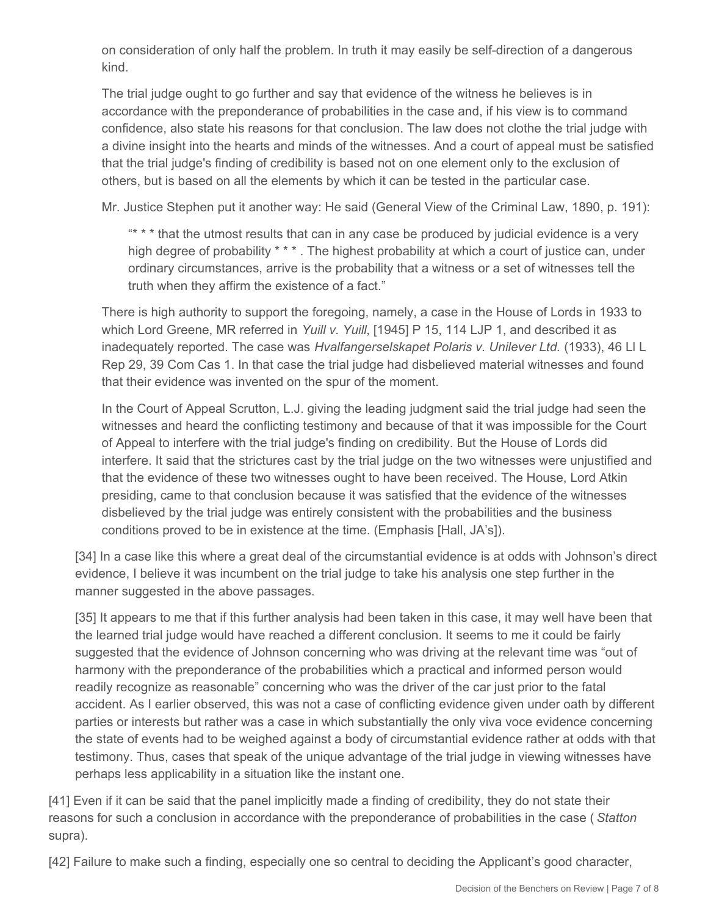> on consideration of only half the problem. In truth it may easily be self-direction of a dangerous kind.
>
> The trial judge ought to go further and say that evidence of the witness he believes is in accordance with the preponderance of probabilities in the case and, if his view is to command confidence, also state his reasons for that conclusion. The law does not clothe the trial judge with a divine insight into the hearts and minds of the witnesses. And a court of appeal must be satisfied that the trial judge's finding of credibility is based not on one element only to the exclusion of others, but is based on all the elements by which it can be tested in the particular case.
>
> Mr. Justice Stephen put it another way: He said (General View of the Criminal Law, 1890, p. 191):
>
> > "* * * that the utmost results that can in any case be produced by judicial evidence is a very high degree of probability * * * . The highest probability at which a court of justice can, under ordinary circumstances, arrive is the probability that a witness or a set of witnesses tell the truth when they affirm the existence of a fact."
>
> There is high authority to support the foregoing, namely, a case in the House of Lords in 1933 to which Lord Greene, MR referred in *Yuill v. Yuill*, [1945] P 15, 114 LJP 1, and described it as inadequately reported. The case was *Hvalfangerselskapet Polaris v. Unilever Ltd.* (1933), 46 Ll L Rep 29, 39 Com Cas 1. In that case the trial judge had disbelieved material witnesses and found that their evidence was invented on the spur of the moment.
>
> In the Court of Appeal Scrutton, L.J. giving the leading judgment said the trial judge had seen the witnesses and heard the conflicting testimony and because of that it was impossible for the Court of Appeal to interfere with the trial judge's finding on credibility. But the House of Lords did interfere. It said that the strictures cast by the trial judge on the two witnesses were unjustified and that the evidence of these two witnesses ought to have been received. The House, Lord Atkin presiding, came to that conclusion because it was satisfied that the evidence of the witnesses disbelieved by the trial judge was entirely consistent with the probabilities and the business conditions proved to be in existence at the time. (Emphasis [Hall, JA's]).
>
> [34] In a case like this where a great deal of the circumstantial evidence is at odds with Johnson's direct evidence, I believe it was incumbent on the trial judge to take his analysis one step further in the manner suggested in the above passages.
>
> [35] It appears to me that if this further analysis had been taken in this case, it may well have been that the learned trial judge would have reached a different conclusion. It seems to me it could be fairly suggested that the evidence of Johnson concerning who was driving at the relevant time was "out of harmony with the preponderance of the probabilities which a practical and informed person would readily recognize as reasonable" concerning who was the driver of the car just prior to the fatal accident. As I earlier observed, this was not a case of conflicting evidence given under oath by different parties or interests but rather was a case in which substantially the only viva voce evidence concerning the state of events had to be weighed against a body of circumstantial evidence rather at odds with that testimony. Thus, cases that speak of the unique advantage of the trial judge in viewing witnesses have perhaps less applicability in a situation like the instant one.

[41] Even if it can be said that the panel implicitly made a finding of credibility, they do not state their reasons for such a conclusion in accordance with the preponderance of probabilities in the case ( *Statton* supra).

[42] Failure to make such a finding, especially one so central to deciding the Applicant's good character,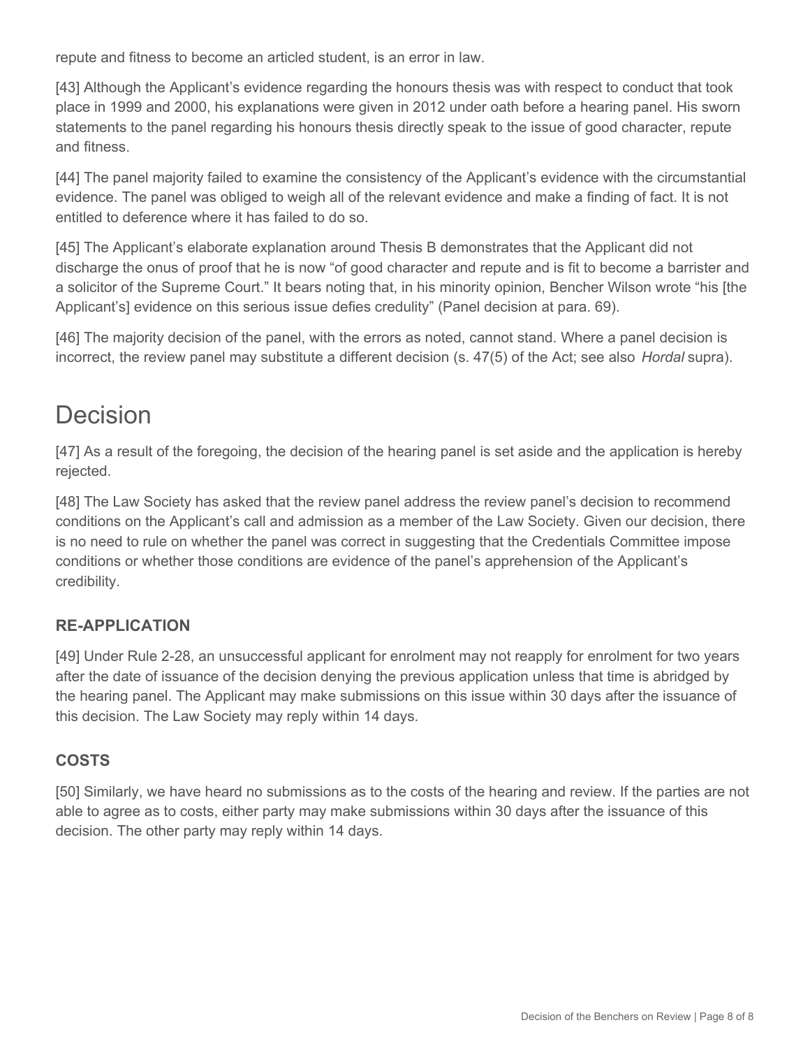repute and fitness to become an articled student, is an error in law.

[43] Although the Applicant's evidence regarding the honours thesis was with respect to conduct that took place in 1999 and 2000, his explanations were given in 2012 under oath before a hearing panel. His sworn statements to the panel regarding his honours thesis directly speak to the issue of good character, repute and fitness.

[44] The panel majority failed to examine the consistency of the Applicant's evidence with the circumstantial evidence. The panel was obliged to weigh all of the relevant evidence and make a finding of fact. It is not entitled to deference where it has failed to do so.

[45] The Applicant's elaborate explanation around Thesis B demonstrates that the Applicant did not discharge the onus of proof that he is now "of good character and repute and is fit to become a barrister and a solicitor of the Supreme Court." It bears noting that, in his minority opinion, Bencher Wilson wrote "his [the Applicant's] evidence on this serious issue defies credulity" (Panel decision at para. 69).

[46] The majority decision of the panel, with the errors as noted, cannot stand. Where a panel decision is incorrect, the review panel may substitute a different decision (s. 47(5) of the Act; see also *Hordal* supra).

# Decision

[47] As a result of the foregoing, the decision of the hearing panel is set aside and the application is hereby rejected.

[48] The Law Society has asked that the review panel address the review panel's decision to recommend conditions on the Applicant's call and admission as a member of the Law Society. Given our decision, there is no need to rule on whether the panel was correct in suggesting that the Credentials Committee impose conditions or whether those conditions are evidence of the panel's apprehension of the Applicant's credibility.

### RE-APPLICATION

[49] Under Rule 2-28, an unsuccessful applicant for enrolment may not reapply for enrolment for two years after the date of issuance of the decision denying the previous application unless that time is abridged by the hearing panel. The Applicant may make submissions on this issue within 30 days after the issuance of this decision. The Law Society may reply within 14 days.

### COSTS

[50] Similarly, we have heard no submissions as to the costs of the hearing and review. If the parties are not able to agree as to costs, either party may make submissions within 30 days after the issuance of this decision. The other party may reply within 14 days.